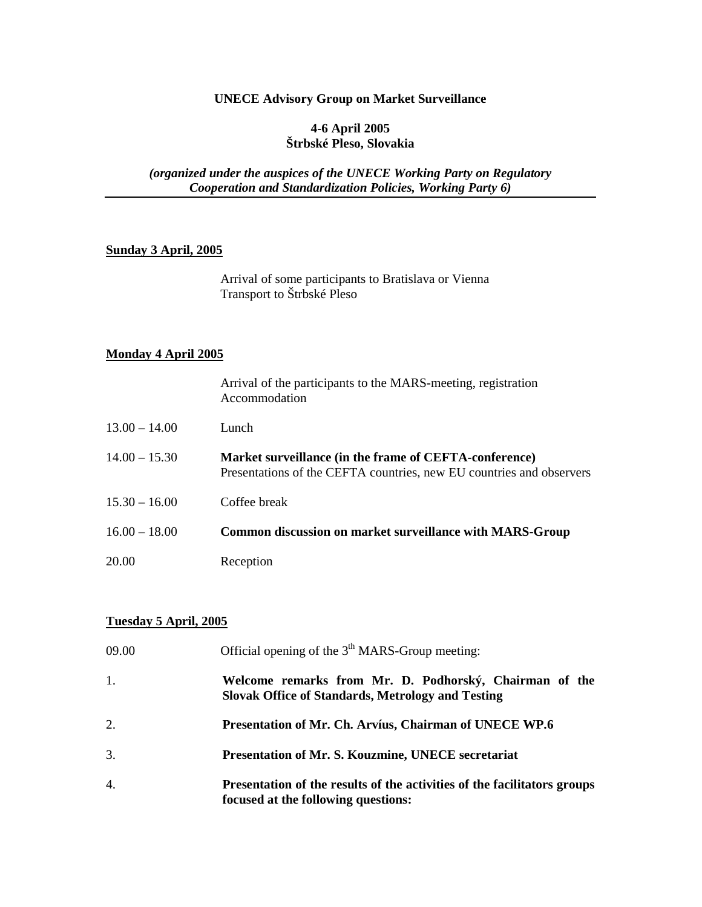**UNECE Advisory Group on Market Surveillance**

**4-6 April 2005**
**Štrbské Pleso, Slovakia**

***(organized under the auspices of the UNECE Working Party on Regulatory Cooperation and Standardization Policies, Working Party 6)***

---

**<u>Sunday 3 April, 2005</u>**

Arrival of some participants to Bratislava or Vienna
Transport to Štrbské Pleso

**<u>Monday 4 April 2005</u>**

| | |
|---|---|
| | Arrival of the participants to the MARS-meeting, registration<br>Accommodation |
| 13.00 – 14.00 | Lunch |
| 14.00 – 15.30 | **Market surveillance (in the frame of CEFTA-conference)**<br>Presentations of the CEFTA countries, new EU countries and observers |
| 15.30 – 16.00 | Coffee break |
| 16.00 – 18.00 | **Common discussion on market surveillance with MARS-Group** |
| 20.00 | Reception |

**<u>Tuesday 5 April, 2005</u>**

09.00 Official opening of the 3th MARS-Group meeting:

1. **Welcome remarks from Mr. D. Podhorský, Chairman of the Slovak Office of Standards, Metrology and Testing**
2. **Presentation of Mr. Ch. Arvíus, Chairman of UNECE WP.6**
3. **Presentation of Mr. S. Kouzmine, UNECE secretariat**
4. **Presentation of the results of the activities of the facilitators groups focused at the following questions:**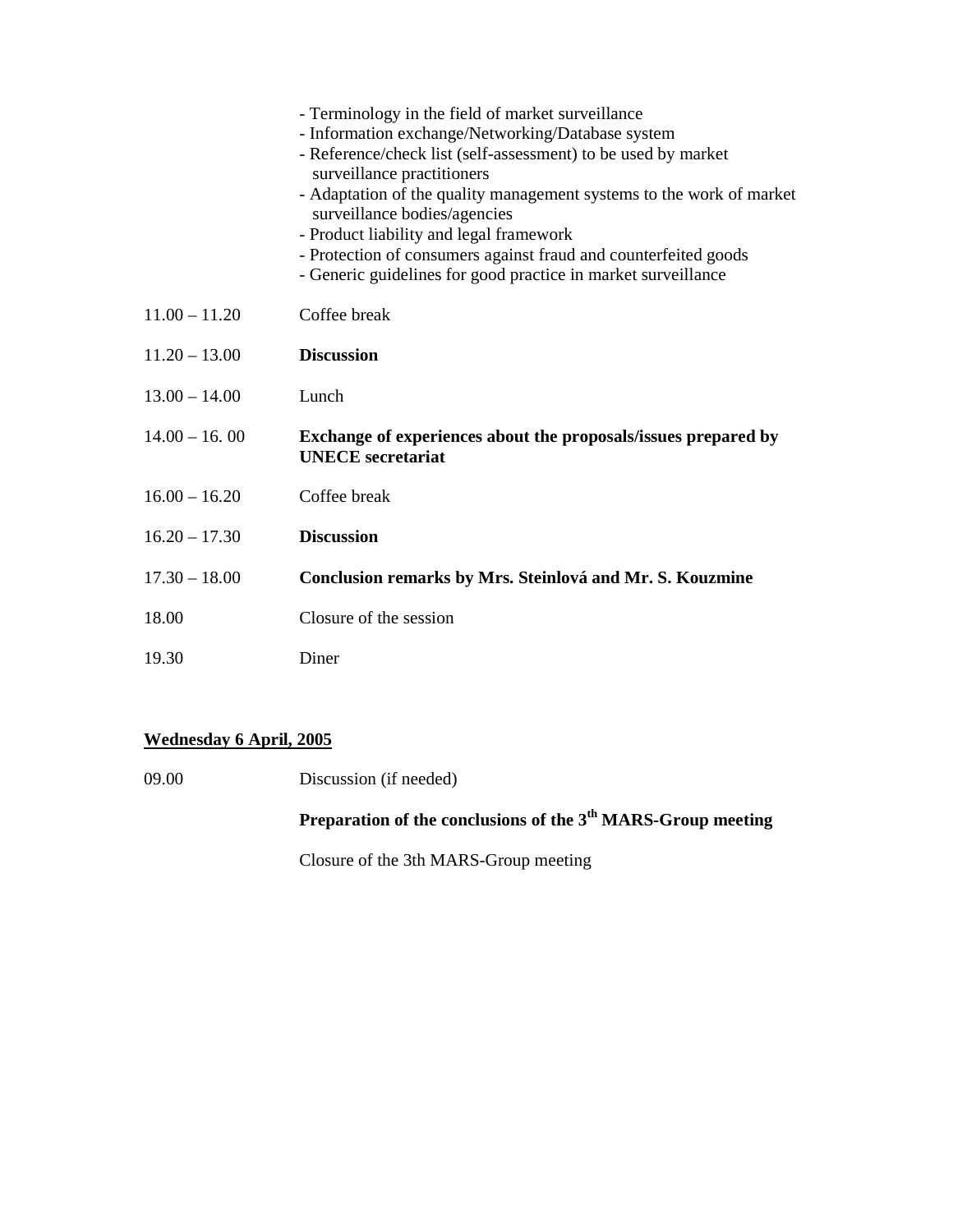- Terminology in the field of market surveillance
- Information exchange/Networking/Database system
- Reference/check list (self-assessment) to be used by market surveillance practitioners
- Adaptation of the quality management systems to the work of market surveillance bodies/agencies
- Product liability and legal framework
- Protection of consumers against fraud and counterfeited goods
- Generic guidelines for good practice in market surveillance

| | |
|---|---|
| 11.00 – 11.20 | Coffee break |
| 11.20 – 13.00 | **Discussion** |
| 13.00 – 14.00 | Lunch |
| 14.00 – 16. 00 | **Exchange of experiences about the proposals/issues prepared by UNECE secretariat** |
| 16.00 – 16.20 | Coffee break |
| 16.20 – 17.30 | **Discussion** |
| 17.30 – 18.00 | **Conclusion remarks by Mrs. Steinlová and Mr. S. Kouzmine** |
| 18.00 | Closure of the session |
| 19.30 | Diner |

**<u>Wednesday 6 April, 2005</u>**

| | |
|---|---|
| 09.00 | Discussion (if needed) |
| | **Preparation of the conclusions of the 3th MARS-Group meeting** |
| | Closure of the 3th MARS-Group meeting |